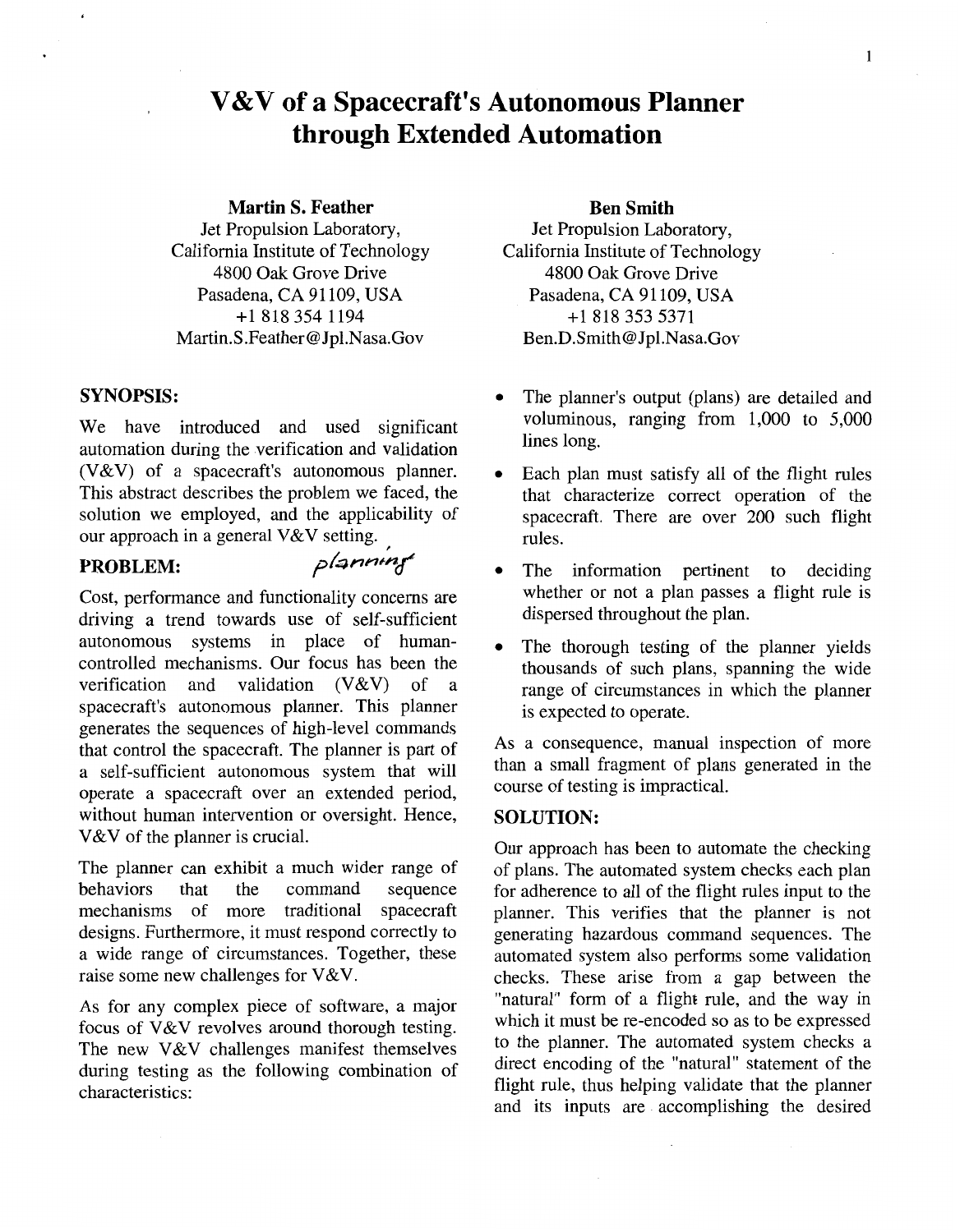# V&V of a Spacecraft's Autonomous Planner through Extended Automation

**Martin S. Feather**
Jet Propulsion Laboratory,
California Institute of Technology
4800 Oak Grove Drive
Pasadena, CA 91109, USA
+1 818 354 1194
Martin.S.Feather@Jpl.Nasa.Gov

**Ben Smith**
Jet Propulsion Laboratory,
California Institute of Technology
4800 Oak Grove Drive
Pasadena, CA 91109, USA
+1 818 353 5371
Ben.D.Smith@Jpl.Nasa.Gov

## SYNOPSIS:

We have introduced and used significant automation during the verification and validation (V&V) of a spacecraft's autonomous planner. This abstract describes the problem we faced, the solution we employed, and the applicability of our approach in a general V&V setting.

## PROBLEM:

Cost, performance and functionality concerns are driving a trend towards use of self-sufficient autonomous systems in place of human-controlled mechanisms. Our focus has been the verification and validation (V&V) of a spacecraft's autonomous planner. This planner generates the sequences of high-level commands that control the spacecraft. The planner is part of a self-sufficient autonomous system that will operate a spacecraft over an extended period, without human intervention or oversight. Hence, V&V of the planner is crucial.

The planner can exhibit a much wider range of behaviors that the command sequence mechanisms of more traditional spacecraft designs. Furthermore, it must respond correctly to a wide range of circumstances. Together, these raise some new challenges for V&V.

As for any complex piece of software, a major focus of V&V revolves around thorough testing. The new V&V challenges manifest themselves during testing as the following combination of characteristics:

- The planner's output (plans) are detailed and voluminous, ranging from 1,000 to 5,000 lines long.
- Each plan must satisfy all of the flight rules that characterize correct operation of the spacecraft. There are over 200 such flight rules.
- The information pertinent to deciding whether or not a plan passes a flight rule is dispersed throughout the plan.
- The thorough testing of the planner yields thousands of such plans, spanning the wide range of circumstances in which the planner is expected to operate.

As a consequence, manual inspection of more than a small fragment of plans generated in the course of testing is impractical.

## SOLUTION:

Our approach has been to automate the checking of plans. The automated system checks each plan for adherence to all of the flight rules input to the planner. This verifies that the planner is not generating hazardous command sequences. The automated system also performs some validation checks. These arise from a gap between the "natural" form of a flight rule, and the way in which it must be re-encoded so as to be expressed to the planner. The automated system checks a direct encoding of the "natural" statement of the flight rule, thus helping validate that the planner and its inputs are accomplishing the desired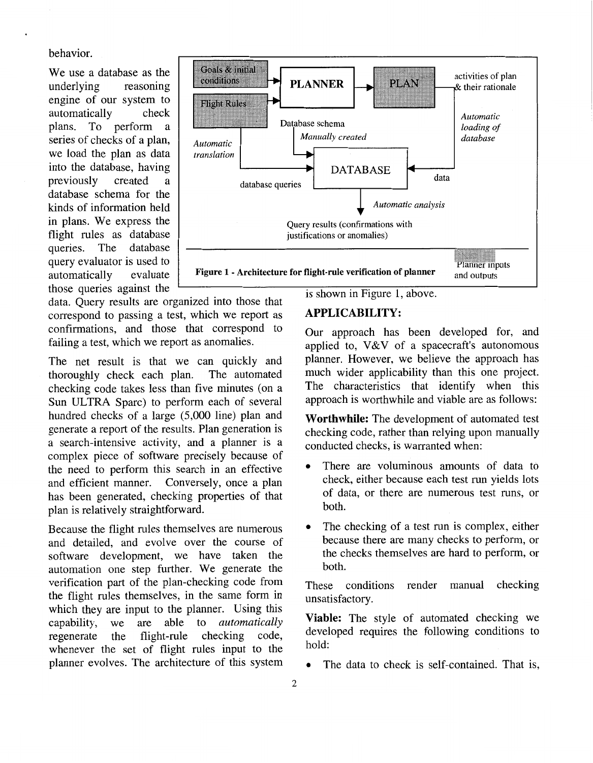behavior.

We use a database as the underlying reasoning engine of our system to automatically check plans. To perform a series of checks of a plan, we load the plan as data into the database, having previously created a database schema for the kinds of information held in plans. We express the flight rules as database queries. The database query evaluator is used to automatically evaluate those queries against the data. Query results are organized into those that correspond to passing a test, which we report as confirmations, and those that correspond to failing a test, which we report as anomalies.

The net result is that we can quickly and thoroughly check each plan. The automated checking code takes less than five minutes (on a Sun ULTRA Sparc) to perform each of several hundred checks of a large (5,000 line) plan and generate a report of the results. Plan generation is a search-intensive activity, and a planner is a complex piece of software precisely because of the need to perform this search in an effective and efficient manner. Conversely, once a plan has been generated, checking properties of that plan is relatively straightforward.

Because the flight rules themselves are numerous and detailed, and evolve over the course of software development, we have taken the automation one step further. We generate the verification part of the plan-checking code from the flight rules themselves, in the same form in which they are input to the planner. Using this capability, we are able to *automatically* regenerate the flight-rule checking code, whenever the set of flight rules input to the planner evolves. The architecture of this system is shown in Figure 1, above.

Goals & initial conditions → PLANNER → PLAN → activities of plan & their rationale

Flight Rules → PLANNER

Database schema — *Manually created* → DATABASE

Flight Rules — *Automatic translation* — database queries → DATABASE

PLAN — *Automatic loading of database* — data → DATABASE

DATABASE — *Automatic analysis* → Query results (confirmations with justifications or anomalies)

(Shaded boxes: Planner inputs and outputs)

**Figure 1 - Architecture for flight-rule verification of planner**

## APPLICABILITY:

Our approach has been developed for, and applied to, V&V of a spacecraft's autonomous planner. However, we believe the approach has much wider applicability than this one project. The characteristics that identify when this approach is worthwhile and viable are as follows:

**Worthwhile:** The development of automated test checking code, rather than relying upon manually conducted checks, is warranted when:

- There are voluminous amounts of data to check, either because each test run yields lots of data, or there are numerous test runs, or both.
- The checking of a test run is complex, either because there are many checks to perform, or the checks themselves are hard to perform, or both.

These conditions render manual checking unsatisfactory.

**Viable:** The style of automated checking we developed requires the following conditions to hold:

- The data to check is self-contained. That is,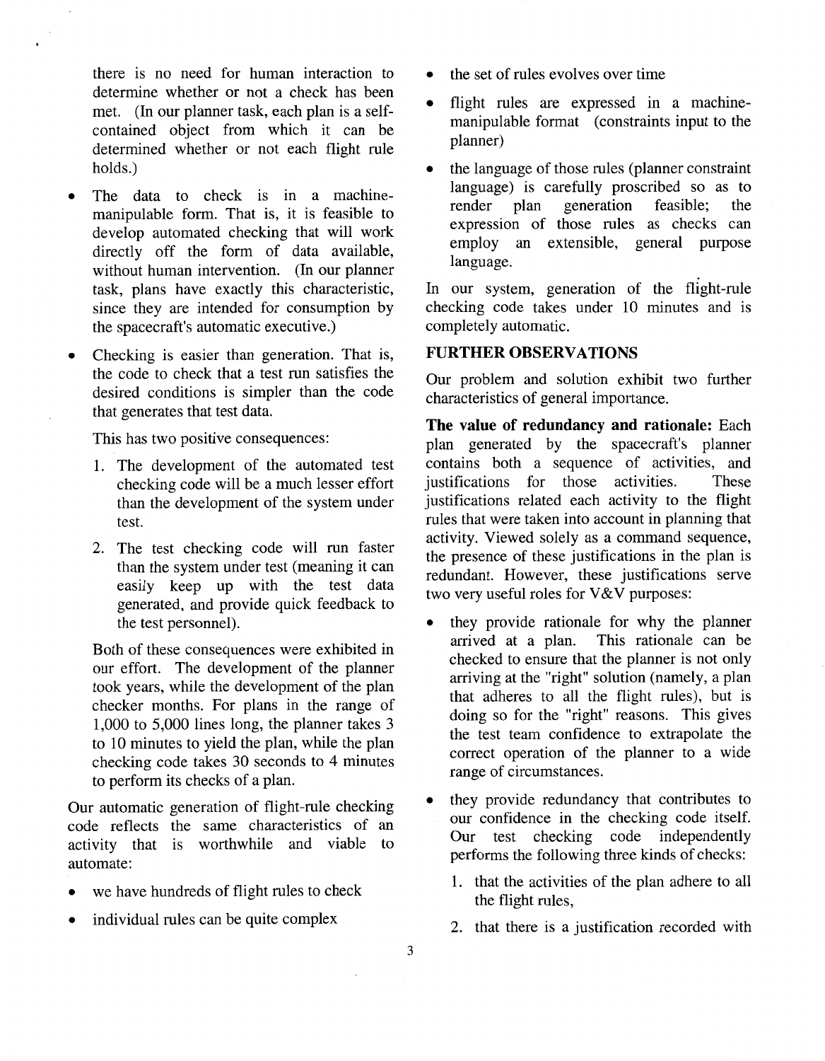there is no need for human interaction to determine whether or not a check has been met. (In our planner task, each plan is a self-contained object from which it can be determined whether or not each flight rule holds.)

- The data to check is in a machine-manipulable form. That is, it is feasible to develop automated checking that will work directly off the form of data available, without human intervention. (In our planner task, plans have exactly this characteristic, since they are intended for consumption by the spacecraft's automatic executive.)
- Checking is easier than generation. That is, the code to check that a test run satisfies the desired conditions is simpler than the code that generates that test data.

  This has two positive consequences:

  1. The development of the automated test checking code will be a much lesser effort than the development of the system under test.
  2. The test checking code will run faster than the system under test (meaning it can easily keep up with the test data generated, and provide quick feedback to the test personnel).

  Both of these consequences were exhibited in our effort. The development of the planner took years, while the development of the plan checker months. For plans in the range of 1,000 to 5,000 lines long, the planner takes 3 to 10 minutes to yield the plan, while the plan checking code takes 30 seconds to 4 minutes to perform its checks of a plan.

Our automatic generation of flight-rule checking code reflects the same characteristics of an activity that is worthwhile and viable to automate:

- we have hundreds of flight rules to check
- individual rules can be quite complex
- the set of rules evolves over time
- flight rules are expressed in a machine-manipulable format (constraints input to the planner)
- the language of those rules (planner constraint language) is carefully proscribed so as to render plan generation feasible; the expression of those rules as checks can employ an extensible, general purpose language.

In our system, generation of the flight-rule checking code takes under 10 minutes and is completely automatic.

## FURTHER OBSERVATIONS

Our problem and solution exhibit two further characteristics of general importance.

**The value of redundancy and rationale:** Each plan generated by the spacecraft's planner contains both a sequence of activities, and justifications for those activities. These justifications related each activity to the flight rules that were taken into account in planning that activity. Viewed solely as a command sequence, the presence of these justifications in the plan is redundant. However, these justifications serve two very useful roles for V&V purposes:

- they provide rationale for why the planner arrived at a plan. This rationale can be checked to ensure that the planner is not only arriving at the "right" solution (namely, a plan that adheres to all the flight rules), but is doing so for the "right" reasons. This gives the test team confidence to extrapolate the correct operation of the planner to a wide range of circumstances.
- they provide redundancy that contributes to our confidence in the checking code itself. Our test checking code independently performs the following three kinds of checks:

  1. that the activities of the plan adhere to all the flight rules,
  2. that there is a justification recorded with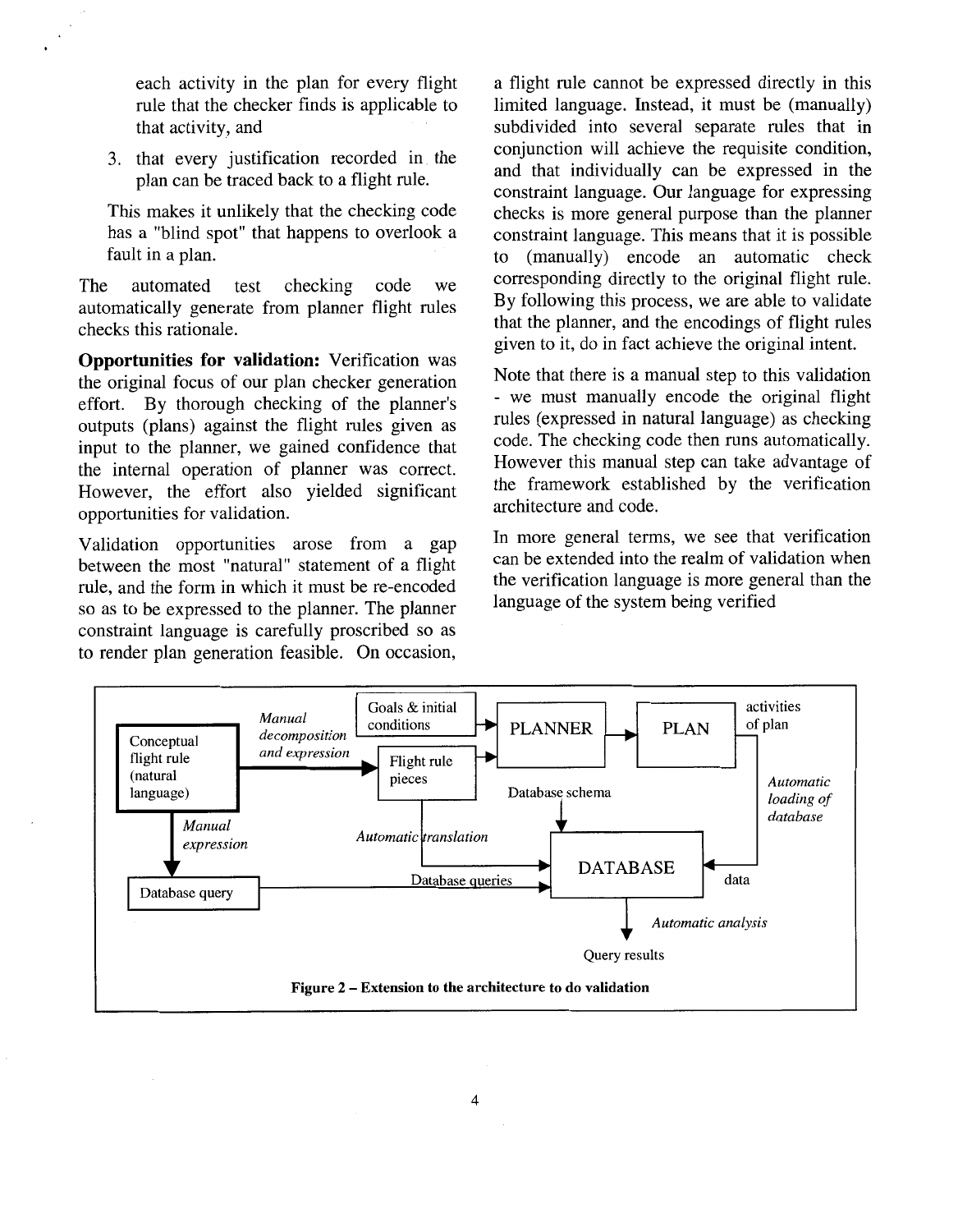each activity in the plan for every flight rule that the checker finds is applicable to that activity, and

3. that every justification recorded in the plan can be traced back to a flight rule.

This makes it unlikely that the checking code has a "blind spot" that happens to overlook a fault in a plan.

The automated test checking code we automatically generate from planner flight rules checks this rationale.

**Opportunities for validation:** Verification was the original focus of our plan checker generation effort. By thorough checking of the planner's outputs (plans) against the flight rules given as input to the planner, we gained confidence that the internal operation of planner was correct. However, the effort also yielded significant opportunities for validation.

Validation opportunities arose from a gap between the most "natural" statement of a flight rule, and the form in which it must be re-encoded so as to be expressed to the planner. The planner constraint language is carefully proscribed so as to render plan generation feasible. On occasion, a flight rule cannot be expressed directly in this limited language. Instead, it must be (manually) subdivided into several separate rules that in conjunction will achieve the requisite condition, and that individually can be expressed in the constraint language. Our language for expressing checks is more general purpose than the planner constraint language. This means that it is possible to (manually) encode an automatic check corresponding directly to the original flight rule. By following this process, we are able to validate that the planner, and the encodings of flight rules given to it, do in fact achieve the original intent.

Note that there is a manual step to this validation - we must manually encode the original flight rules (expressed in natural language) as checking code. The checking code then runs automatically. However this manual step can take advantage of the framework established by the verification architecture and code.

In more general terms, we see that verification can be extended into the realm of validation when the verification language is more general than the language of the system being verified

Conceptual flight rule (natural language)

*Manual decomposition and expression*

Goals & initial conditions

Flight rule pieces

PLANNER

PLAN

activities of plan

*Automatic loading of database*

Database schema

*Manual expression*

*Automatic translation*

DATABASE

data

Database query

Database queries

*Automatic analysis*

Query results

**Figure 2 – Extension to the architecture to do validation**